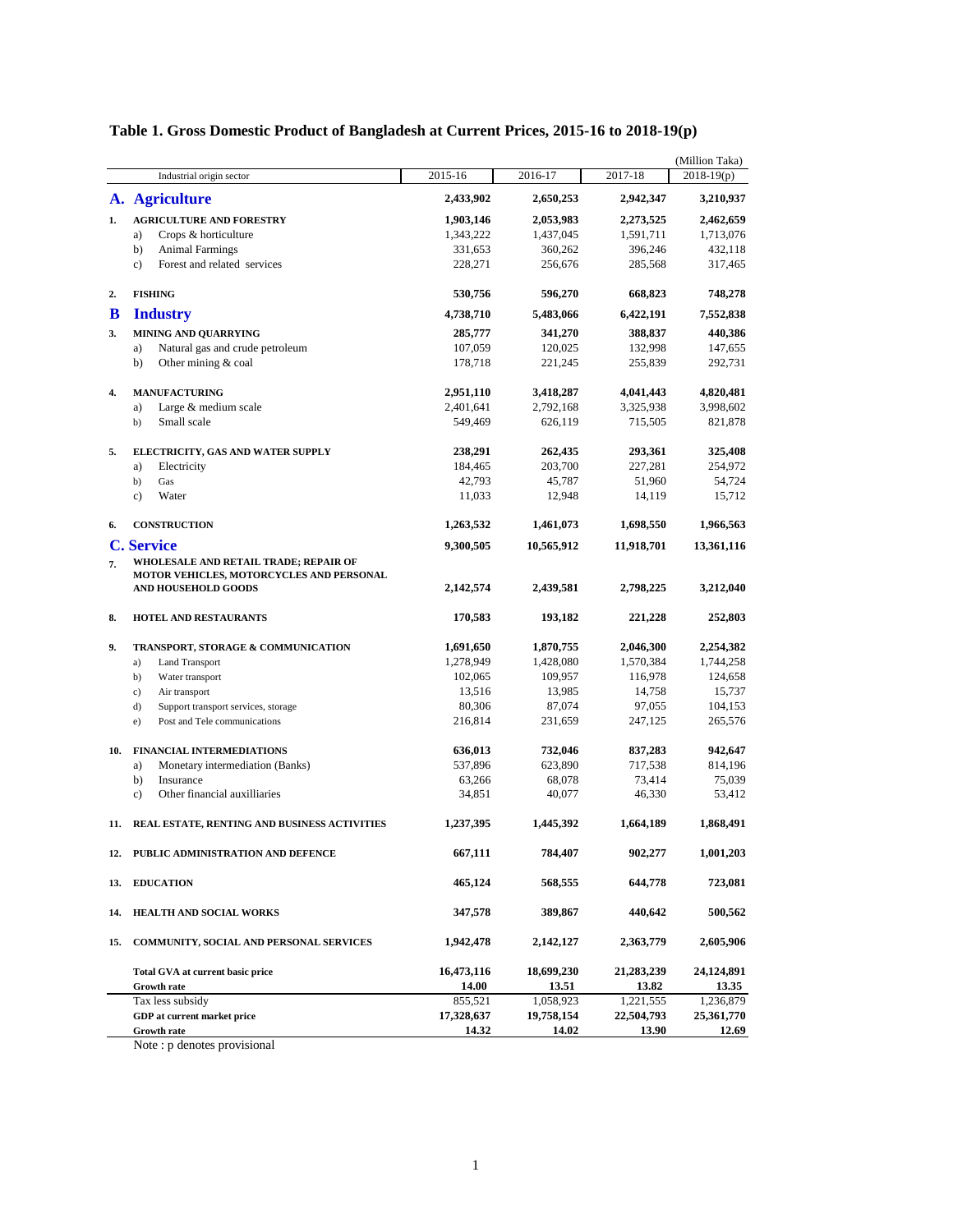# Table 1. Gross Domestic Product of Bangladesh at Current Prices, 2015-16 to 2018-19(p)

(Million Taka)

| | Industrial origin sector | 2015-16 | 2016-17 | 2017-18 | 2018-19(p) |
|---|---|---|---|---|---|
| **A.** | **Agriculture** | **2,433,902** | **2,650,253** | **2,942,347** | **3,210,937** |
| **1.** | **AGRICULTURE AND FORESTRY** | **1,903,146** | **2,053,983** | **2,273,525** | **2,462,659** |
| | a) Crops & horticulture | 1,343,222 | 1,437,045 | 1,591,711 | 1,713,076 |
| | b) Animal Farmings | 331,653 | 360,262 | 396,246 | 432,118 |
| | c) Forest and related services | 228,271 | 256,676 | 285,568 | 317,465 |
| **2.** | **FISHING** | **530,756** | **596,270** | **668,823** | **748,278** |
| **B** | **Industry** | **4,738,710** | **5,483,066** | **6,422,191** | **7,552,838** |
| **3.** | **MINING AND QUARRYING** | **285,777** | **341,270** | **388,837** | **440,386** |
| | a) Natural gas and crude petroleum | 107,059 | 120,025 | 132,998 | 147,655 |
| | b) Other mining & coal | 178,718 | 221,245 | 255,839 | 292,731 |
| **4.** | **MANUFACTURING** | **2,951,110** | **3,418,287** | **4,041,443** | **4,820,481** |
| | a) Large & medium scale | 2,401,641 | 2,792,168 | 3,325,938 | 3,998,602 |
| | b) Small scale | 549,469 | 626,119 | 715,505 | 821,878 |
| **5.** | **ELECTRICITY, GAS AND WATER SUPPLY** | **238,291** | **262,435** | **293,361** | **325,408** |
| | a) Electricity | 184,465 | 203,700 | 227,281 | 254,972 |
| | b) Gas | 42,793 | 45,787 | 51,960 | 54,724 |
| | c) Water | 11,033 | 12,948 | 14,119 | 15,712 |
| **6.** | **CONSTRUCTION** | **1,263,532** | **1,461,073** | **1,698,550** | **1,966,563** |
| **C.** | **Service** | **9,300,505** | **10,565,912** | **11,918,701** | **13,361,116** |
| **7.** | **WHOLESALE AND RETAIL TRADE; REPAIR OF MOTOR VEHICLES, MOTORCYCLES AND PERSONAL AND HOUSEHOLD GOODS** | **2,142,574** | **2,439,581** | **2,798,225** | **3,212,040** |
| **8.** | **HOTEL AND RESTAURANTS** | **170,583** | **193,182** | **221,228** | **252,803** |
| **9.** | **TRANSPORT, STORAGE & COMMUNICATION** | **1,691,650** | **1,870,755** | **2,046,300** | **2,254,382** |
| | a) Land Transport | 1,278,949 | 1,428,080 | 1,570,384 | 1,744,258 |
| | b) Water transport | 102,065 | 109,957 | 116,978 | 124,658 |
| | c) Air transport | 13,516 | 13,985 | 14,758 | 15,737 |
| | d) Support transport services, storage | 80,306 | 87,074 | 97,055 | 104,153 |
| | e) Post and Tele communications | 216,814 | 231,659 | 247,125 | 265,576 |
| **10.** | **FINANCIAL INTERMEDIATIONS** | **636,013** | **732,046** | **837,283** | **942,647** |
| | a) Monetary intermediation (Banks) | 537,896 | 623,890 | 717,538 | 814,196 |
| | b) Insurance | 63,266 | 68,078 | 73,414 | 75,039 |
| | c) Other financial auxilliaries | 34,851 | 40,077 | 46,330 | 53,412 |
| **11.** | **REAL ESTATE, RENTING AND BUSINESS ACTIVITIES** | **1,237,395** | **1,445,392** | **1,664,189** | **1,868,491** |
| **12.** | **PUBLIC ADMINISTRATION AND DEFENCE** | **667,111** | **784,407** | **902,277** | **1,001,203** |
| **13.** | **EDUCATION** | **465,124** | **568,555** | **644,778** | **723,081** |
| **14.** | **HEALTH AND SOCIAL WORKS** | **347,578** | **389,867** | **440,642** | **500,562** |
| **15.** | **COMMUNITY, SOCIAL AND PERSONAL SERVICES** | **1,942,478** | **2,142,127** | **2,363,779** | **2,605,906** |
| | **Total GVA at current basic price** | **16,473,116** | **18,699,230** | **21,283,239** | **24,124,891** |
| | **Growth rate** | **14.00** | **13.51** | **13.82** | **13.35** |
| | Tax less subsidy | 855,521 | 1,058,923 | 1,221,555 | 1,236,879 |
| | **GDP at current market price** | **17,328,637** | **19,758,154** | **22,504,793** | **25,361,770** |
| | **Growth rate** | **14.32** | **14.02** | **13.90** | **12.69** |

Note : p denotes provisional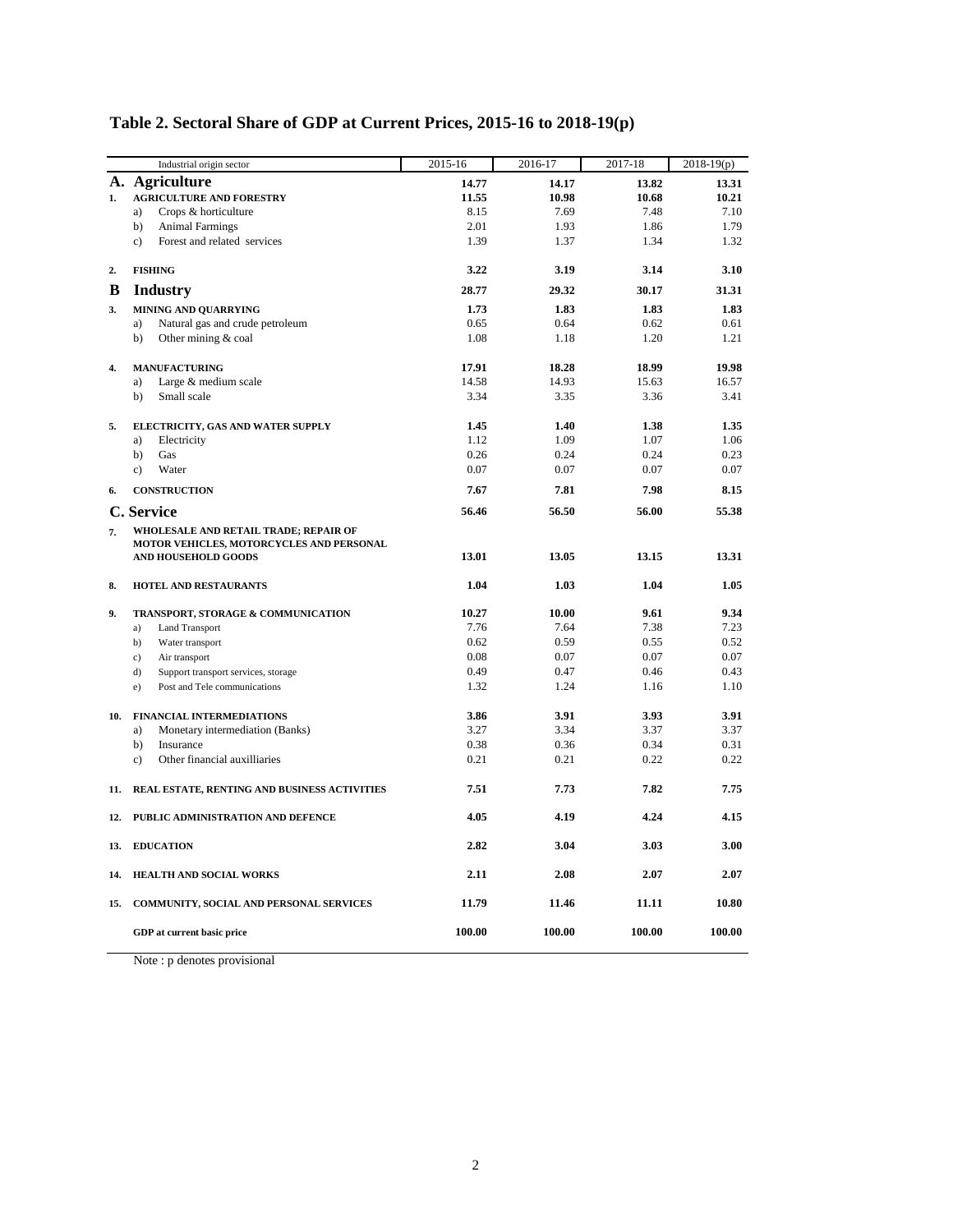## Table 2. Sectoral Share of GDP at Current Prices, 2015-16 to 2018-19(p)

| | Industrial origin sector | 2015-16 | 2016-17 | 2017-18 | 2018-19(p) |
|---|---|---|---|---|---|
| **A.** | **Agriculture** | **14.77** | **14.17** | **13.82** | **13.31** |
| **1.** | **AGRICULTURE AND FORESTRY** | **11.55** | **10.98** | **10.68** | **10.21** |
| | a) Crops & horticulture | 8.15 | 7.69 | 7.48 | 7.10 |
| | b) Animal Farmings | 2.01 | 1.93 | 1.86 | 1.79 |
| | c) Forest and related services | 1.39 | 1.37 | 1.34 | 1.32 |
| **2.** | **FISHING** | **3.22** | **3.19** | **3.14** | **3.10** |
| **B** | **Industry** | **28.77** | **29.32** | **30.17** | **31.31** |
| **3.** | **MINING AND QUARRYING** | **1.73** | **1.83** | **1.83** | **1.83** |
| | a) Natural gas and crude petroleum | 0.65 | 0.64 | 0.62 | 0.61 |
| | b) Other mining & coal | 1.08 | 1.18 | 1.20 | 1.21 |
| **4.** | **MANUFACTURING** | **17.91** | **18.28** | **18.99** | **19.98** |
| | a) Large & medium scale | 14.58 | 14.93 | 15.63 | 16.57 |
| | b) Small scale | 3.34 | 3.35 | 3.36 | 3.41 |
| **5.** | **ELECTRICITY, GAS AND WATER SUPPLY** | **1.45** | **1.40** | **1.38** | **1.35** |
| | a) Electricity | 1.12 | 1.09 | 1.07 | 1.06 |
| | b) Gas | 0.26 | 0.24 | 0.24 | 0.23 |
| | c) Water | 0.07 | 0.07 | 0.07 | 0.07 |
| **6.** | **CONSTRUCTION** | **7.67** | **7.81** | **7.98** | **8.15** |
| **C.** | **Service** | **56.46** | **56.50** | **56.00** | **55.38** |
| **7.** | **WHOLESALE AND RETAIL TRADE; REPAIR OF MOTOR VEHICLES, MOTORCYCLES AND PERSONAL AND HOUSEHOLD GOODS** | **13.01** | **13.05** | **13.15** | **13.31** |
| **8.** | **HOTEL AND RESTAURANTS** | **1.04** | **1.03** | **1.04** | **1.05** |
| **9.** | **TRANSPORT, STORAGE & COMMUNICATION** | **10.27** | **10.00** | **9.61** | **9.34** |
| | a) Land Transport | 7.76 | 7.64 | 7.38 | 7.23 |
| | b) Water transport | 0.62 | 0.59 | 0.55 | 0.52 |
| | c) Air transport | 0.08 | 0.07 | 0.07 | 0.07 |
| | d) Support transport services, storage | 0.49 | 0.47 | 0.46 | 0.43 |
| | e) Post and Tele communications | 1.32 | 1.24 | 1.16 | 1.10 |
| **10.** | **FINANCIAL INTERMEDIATIONS** | **3.86** | **3.91** | **3.93** | **3.91** |
| | a) Monetary intermediation (Banks) | 3.27 | 3.34 | 3.37 | 3.37 |
| | b) Insurance | 0.38 | 0.36 | 0.34 | 0.31 |
| | c) Other financial auxilliaries | 0.21 | 0.21 | 0.22 | 0.22 |
| **11.** | **REAL ESTATE, RENTING AND BUSINESS ACTIVITIES** | **7.51** | **7.73** | **7.82** | **7.75** |
| **12.** | **PUBLIC ADMINISTRATION AND DEFENCE** | **4.05** | **4.19** | **4.24** | **4.15** |
| **13.** | **EDUCATION** | **2.82** | **3.04** | **3.03** | **3.00** |
| **14.** | **HEALTH AND SOCIAL WORKS** | **2.11** | **2.08** | **2.07** | **2.07** |
| **15.** | **COMMUNITY, SOCIAL AND PERSONAL SERVICES** | **11.79** | **11.46** | **11.11** | **10.80** |
| | **GDP at current basic price** | **100.00** | **100.00** | **100.00** | **100.00** |

Note : p denotes provisional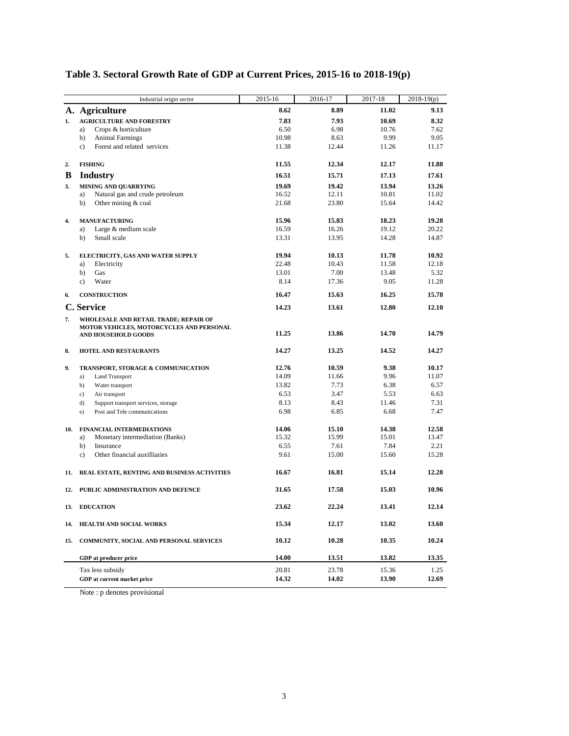# Table 3. Sectoral Growth Rate of GDP at Current Prices, 2015-16 to 2018-19(p)

| | Industrial origin sector | 2015-16 | 2016-17 | 2017-18 | 2018-19(p) |
|---|---|---|---|---|---|
| **A.** | **Agriculture** | **8.62** | **8.89** | **11.02** | **9.13** |
| **1.** | **AGRICULTURE AND FORESTRY** | **7.83** | **7.93** | **10.69** | **8.32** |
| | a) Crops & horticulture | 6.50 | 6.98 | 10.76 | 7.62 |
| | b) Animal Farmings | 10.98 | 8.63 | 9.99 | 9.05 |
| | c) Forest and related services | 11.38 | 12.44 | 11.26 | 11.17 |
| **2.** | **FISHING** | **11.55** | **12.34** | **12.17** | **11.88** |
| **B** | **Industry** | **16.51** | **15.71** | **17.13** | **17.61** |
| **3.** | **MINING AND QUARRYING** | **19.69** | **19.42** | **13.94** | **13.26** |
| | a) Natural gas and crude petroleum | 16.52 | 12.11 | 10.81 | 11.02 |
| | b) Other mining & coal | 21.68 | 23.80 | 15.64 | 14.42 |
| **4.** | **MANUFACTURING** | **15.96** | **15.83** | **18.23** | **19.28** |
| | a) Large & medium scale | 16.59 | 16.26 | 19.12 | 20.22 |
| | b) Small scale | 13.31 | 13.95 | 14.28 | 14.87 |
| **5.** | **ELECTRICITY, GAS AND WATER SUPPLY** | **19.94** | **10.13** | **11.78** | **10.92** |
| | a) Electricity | 22.48 | 10.43 | 11.58 | 12.18 |
| | b) Gas | 13.01 | 7.00 | 13.48 | 5.32 |
| | c) Water | 8.14 | 17.36 | 9.05 | 11.28 |
| **6.** | **CONSTRUCTION** | **16.47** | **15.63** | **16.25** | **15.78** |
| **C.** | **Service** | **14.23** | **13.61** | **12.80** | **12.10** |
| **7.** | **WHOLESALE AND RETAIL TRADE; REPAIR OF MOTOR VEHICLES, MOTORCYCLES AND PERSONAL AND HOUSEHOLD GOODS** | **11.25** | **13.86** | **14.70** | **14.79** |
| **8.** | **HOTEL AND RESTAURANTS** | **14.27** | **13.25** | **14.52** | **14.27** |
| **9.** | **TRANSPORT, STORAGE & COMMUNICATION** | **12.76** | **10.59** | **9.38** | **10.17** |
| | a) Land Transport | 14.09 | 11.66 | 9.96 | 11.07 |
| | b) Water transport | 13.82 | 7.73 | 6.38 | 6.57 |
| | c) Air transport | 6.53 | 3.47 | 5.53 | 6.63 |
| | d) Support transport services, storage | 8.13 | 8.43 | 11.46 | 7.31 |
| | e) Post and Tele communications | 6.98 | 6.85 | 6.68 | 7.47 |
| **10.** | **FINANCIAL INTERMEDIATIONS** | **14.06** | **15.10** | **14.38** | **12.58** |
| | a) Monetary intermediation (Banks) | 15.32 | 15.99 | 15.01 | 13.47 |
| | b) Insurance | 6.55 | 7.61 | 7.84 | 2.21 |
| | c) Other financial auxilliaries | 9.61 | 15.00 | 15.60 | 15.28 |
| **11.** | **REAL ESTATE, RENTING AND BUSINESS ACTIVITIES** | **16.67** | **16.81** | **15.14** | **12.28** |
| **12.** | **PUBLIC ADMINISTRATION AND DEFENCE** | **31.65** | **17.58** | **15.03** | **10.96** |
| **13.** | **EDUCATION** | **23.62** | **22.24** | **13.41** | **12.14** |
| **14.** | **HEALTH AND SOCIAL WORKS** | **15.34** | **12.17** | **13.02** | **13.60** |
| **15.** | **COMMUNITY, SOCIAL AND PERSONAL SERVICES** | **10.12** | **10.28** | **10.35** | **10.24** |
| | **GDP at producer price** | **14.00** | **13.51** | **13.82** | **13.35** |
| | Tax less subsidy | 20.81 | 23.78 | 15.36 | 1.25 |
| | **GDP at current market price** | **14.32** | **14.02** | **13.90** | **12.69** |

Note : p denotes provisional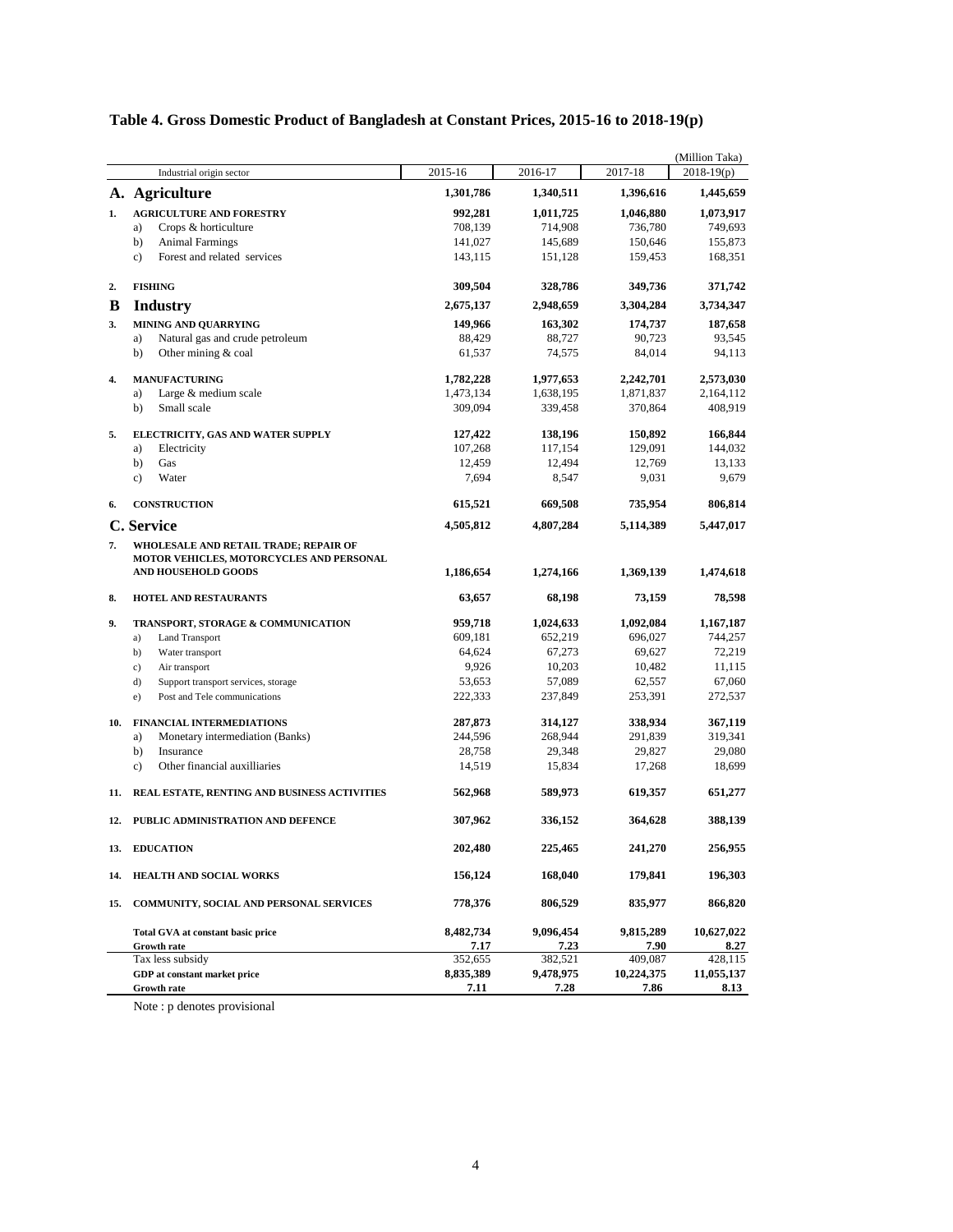## Table 4. Gross Domestic Product of Bangladesh at Constant Prices, 2015-16 to 2018-19(p)

(Million Taka)

| | Industrial origin sector | 2015-16 | 2016-17 | 2017-18 | 2018-19(p) |
|---|---|---|---|---|---|
| **A.** | **Agriculture** | **1,301,786** | **1,340,511** | **1,396,616** | **1,445,659** |
| **1.** | **AGRICULTURE AND FORESTRY** | **992,281** | **1,011,725** | **1,046,880** | **1,073,917** |
| | a) Crops & horticulture | 708,139 | 714,908 | 736,780 | 749,693 |
| | b) Animal Farmings | 141,027 | 145,689 | 150,646 | 155,873 |
| | c) Forest and related services | 143,115 | 151,128 | 159,453 | 168,351 |
| **2.** | **FISHING** | **309,504** | **328,786** | **349,736** | **371,742** |
| **B** | **Industry** | **2,675,137** | **2,948,659** | **3,304,284** | **3,734,347** |
| **3.** | **MINING AND QUARRYING** | **149,966** | **163,302** | **174,737** | **187,658** |
| | a) Natural gas and crude petroleum | 88,429 | 88,727 | 90,723 | 93,545 |
| | b) Other mining & coal | 61,537 | 74,575 | 84,014 | 94,113 |
| **4.** | **MANUFACTURING** | **1,782,228** | **1,977,653** | **2,242,701** | **2,573,030** |
| | a) Large & medium scale | 1,473,134 | 1,638,195 | 1,871,837 | 2,164,112 |
| | b) Small scale | 309,094 | 339,458 | 370,864 | 408,919 |
| **5.** | **ELECTRICITY, GAS AND WATER SUPPLY** | **127,422** | **138,196** | **150,892** | **166,844** |
| | a) Electricity | 107,268 | 117,154 | 129,091 | 144,032 |
| | b) Gas | 12,459 | 12,494 | 12,769 | 13,133 |
| | c) Water | 7,694 | 8,547 | 9,031 | 9,679 |
| **6.** | **CONSTRUCTION** | **615,521** | **669,508** | **735,954** | **806,814** |
| **C.** | **Service** | **4,505,812** | **4,807,284** | **5,114,389** | **5,447,017** |
| **7.** | **WHOLESALE AND RETAIL TRADE; REPAIR OF MOTOR VEHICLES, MOTORCYCLES AND PERSONAL AND HOUSEHOLD GOODS** | **1,186,654** | **1,274,166** | **1,369,139** | **1,474,618** |
| **8.** | **HOTEL AND RESTAURANTS** | **63,657** | **68,198** | **73,159** | **78,598** |
| **9.** | **TRANSPORT, STORAGE & COMMUNICATION** | **959,718** | **1,024,633** | **1,092,084** | **1,167,187** |
| | a) Land Transport | 609,181 | 652,219 | 696,027 | 744,257 |
| | b) Water transport | 64,624 | 67,273 | 69,627 | 72,219 |
| | c) Air transport | 9,926 | 10,203 | 10,482 | 11,115 |
| | d) Support transport services, storage | 53,653 | 57,089 | 62,557 | 67,060 |
| | e) Post and Tele communications | 222,333 | 237,849 | 253,391 | 272,537 |
| **10.** | **FINANCIAL INTERMEDIATIONS** | **287,873** | **314,127** | **338,934** | **367,119** |
| | a) Monetary intermediation (Banks) | 244,596 | 268,944 | 291,839 | 319,341 |
| | b) Insurance | 28,758 | 29,348 | 29,827 | 29,080 |
| | c) Other financial auxilliaries | 14,519 | 15,834 | 17,268 | 18,699 |
| **11.** | **REAL ESTATE, RENTING AND BUSINESS ACTIVITIES** | **562,968** | **589,973** | **619,357** | **651,277** |
| **12.** | **PUBLIC ADMINISTRATION AND DEFENCE** | **307,962** | **336,152** | **364,628** | **388,139** |
| **13.** | **EDUCATION** | **202,480** | **225,465** | **241,270** | **256,955** |
| **14.** | **HEALTH AND SOCIAL WORKS** | **156,124** | **168,040** | **179,841** | **196,303** |
| **15.** | **COMMUNITY, SOCIAL AND PERSONAL SERVICES** | **778,376** | **806,529** | **835,977** | **866,820** |
| | **Total GVA at constant basic price** | **8,482,734** | **9,096,454** | **9,815,289** | **10,627,022** |
| | **Growth rate** | **7.17** | **7.23** | **7.90** | **8.27** |
| | Tax less subsidy | 352,655 | 382,521 | 409,087 | 428,115 |
| | **GDP at constant market price** | **8,835,389** | **9,478,975** | **10,224,375** | **11,055,137** |
| | **Growth rate** | **7.11** | **7.28** | **7.86** | **8.13** |

Note : p denotes provisional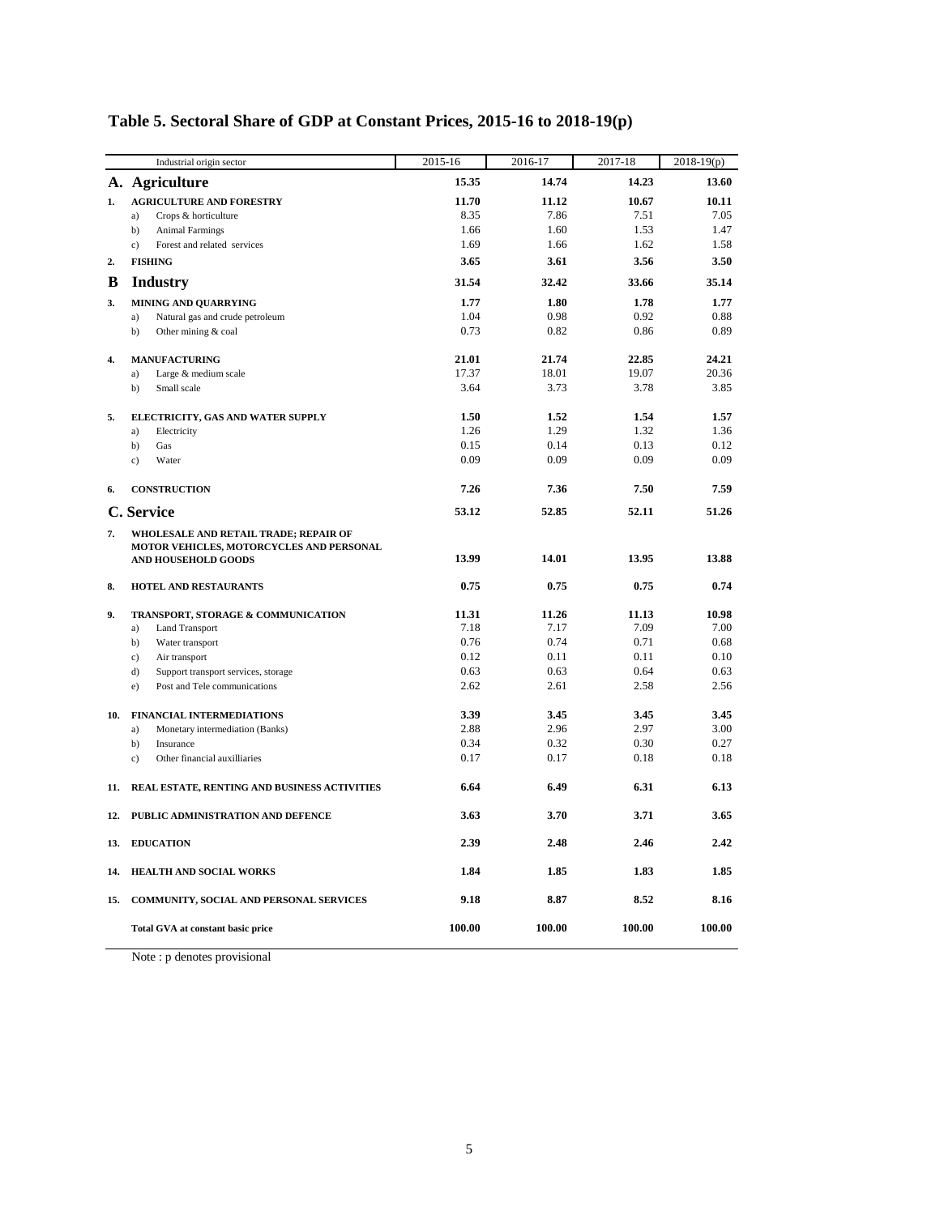## Table 5. Sectoral Share of GDP at Constant Prices, 2015-16 to 2018-19(p)

| | | Industrial origin sector | 2015-16 | 2016-17 | 2017-18 | 2018-19(p) |
|---|---|---|---|---|---|---|
| **A.** | | **Agriculture** | **15.35** | **14.74** | **14.23** | **13.60** |
| **1.** | | **AGRICULTURE AND FORESTRY** | **11.70** | **11.12** | **10.67** | **10.11** |
| | a) | Crops & horticulture | 8.35 | 7.86 | 7.51 | 7.05 |
| | b) | Animal Farmings | 1.66 | 1.60 | 1.53 | 1.47 |
| | c) | Forest and related services | 1.69 | 1.66 | 1.62 | 1.58 |
| **2.** | | **FISHING** | **3.65** | **3.61** | **3.56** | **3.50** |
| **B** | | **Industry** | **31.54** | **32.42** | **33.66** | **35.14** |
| **3.** | | **MINING AND QUARRYING** | **1.77** | **1.80** | **1.78** | **1.77** |
| | a) | Natural gas and crude petroleum | 1.04 | 0.98 | 0.92 | 0.88 |
| | b) | Other mining & coal | 0.73 | 0.82 | 0.86 | 0.89 |
| **4.** | | **MANUFACTURING** | **21.01** | **21.74** | **22.85** | **24.21** |
| | a) | Large & medium scale | 17.37 | 18.01 | 19.07 | 20.36 |
| | b) | Small scale | 3.64 | 3.73 | 3.78 | 3.85 |
| **5.** | | **ELECTRICITY, GAS AND WATER SUPPLY** | **1.50** | **1.52** | **1.54** | **1.57** |
| | a) | Electricity | 1.26 | 1.29 | 1.32 | 1.36 |
| | b) | Gas | 0.15 | 0.14 | 0.13 | 0.12 |
| | c) | Water | 0.09 | 0.09 | 0.09 | 0.09 |
| **6.** | | **CONSTRUCTION** | **7.26** | **7.36** | **7.50** | **7.59** |
| **C.** | | **Service** | **53.12** | **52.85** | **52.11** | **51.26** |
| **7.** | | **WHOLESALE AND RETAIL TRADE; REPAIR OF MOTOR VEHICLES, MOTORCYCLES AND PERSONAL AND HOUSEHOLD GOODS** | **13.99** | **14.01** | **13.95** | **13.88** |
| **8.** | | **HOTEL AND RESTAURANTS** | **0.75** | **0.75** | **0.75** | **0.74** |
| **9.** | | **TRANSPORT, STORAGE & COMMUNICATION** | **11.31** | **11.26** | **11.13** | **10.98** |
| | a) | Land Transport | 7.18 | 7.17 | 7.09 | 7.00 |
| | b) | Water transport | 0.76 | 0.74 | 0.71 | 0.68 |
| | c) | Air transport | 0.12 | 0.11 | 0.11 | 0.10 |
| | d) | Support transport services, storage | 0.63 | 0.63 | 0.64 | 0.63 |
| | e) | Post and Tele communications | 2.62 | 2.61 | 2.58 | 2.56 |
| **10.** | | **FINANCIAL INTERMEDIATIONS** | **3.39** | **3.45** | **3.45** | **3.45** |
| | a) | Monetary intermediation (Banks) | 2.88 | 2.96 | 2.97 | 3.00 |
| | b) | Insurance | 0.34 | 0.32 | 0.30 | 0.27 |
| | c) | Other financial auxilliaries | 0.17 | 0.17 | 0.18 | 0.18 |
| **11.** | | **REAL ESTATE, RENTING AND BUSINESS ACTIVITIES** | **6.64** | **6.49** | **6.31** | **6.13** |
| **12.** | | **PUBLIC ADMINISTRATION AND DEFENCE** | **3.63** | **3.70** | **3.71** | **3.65** |
| **13.** | | **EDUCATION** | **2.39** | **2.48** | **2.46** | **2.42** |
| **14.** | | **HEALTH AND SOCIAL WORKS** | **1.84** | **1.85** | **1.83** | **1.85** |
| **15.** | | **COMMUNITY, SOCIAL AND PERSONAL SERVICES** | **9.18** | **8.87** | **8.52** | **8.16** |
| | | **Total GVA at constant basic price** | **100.00** | **100.00** | **100.00** | **100.00** |

Note : p denotes provisional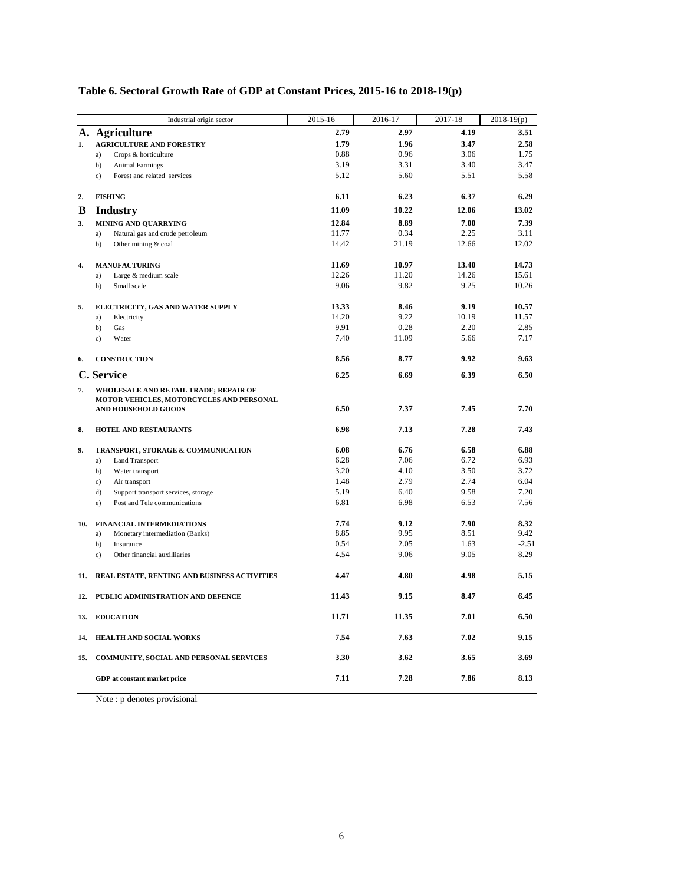## Table 6. Sectoral Growth Rate of GDP at Constant Prices, 2015-16 to 2018-19(p)

| | Industrial origin sector | 2015-16 | 2016-17 | 2017-18 | 2018-19(p) |
|---|---|---|---|---|---|
| **A.** | **Agriculture** | **2.79** | **2.97** | **4.19** | **3.51** |
| **1.** | **AGRICULTURE AND FORESTRY** | **1.79** | **1.96** | **3.47** | **2.58** |
| | a) Crops & horticulture | 0.88 | 0.96 | 3.06 | 1.75 |
| | b) Animal Farmings | 3.19 | 3.31 | 3.40 | 3.47 |
| | c) Forest and related services | 5.12 | 5.60 | 5.51 | 5.58 |
| **2.** | **FISHING** | **6.11** | **6.23** | **6.37** | **6.29** |
| **B** | **Industry** | **11.09** | **10.22** | **12.06** | **13.02** |
| **3.** | **MINING AND QUARRYING** | **12.84** | **8.89** | **7.00** | **7.39** |
| | a) Natural gas and crude petroleum | 11.77 | 0.34 | 2.25 | 3.11 |
| | b) Other mining & coal | 14.42 | 21.19 | 12.66 | 12.02 |
| **4.** | **MANUFACTURING** | **11.69** | **10.97** | **13.40** | **14.73** |
| | a) Large & medium scale | 12.26 | 11.20 | 14.26 | 15.61 |
| | b) Small scale | 9.06 | 9.82 | 9.25 | 10.26 |
| **5.** | **ELECTRICITY, GAS AND WATER SUPPLY** | **13.33** | **8.46** | **9.19** | **10.57** |
| | a) Electricity | 14.20 | 9.22 | 10.19 | 11.57 |
| | b) Gas | 9.91 | 0.28 | 2.20 | 2.85 |
| | c) Water | 7.40 | 11.09 | 5.66 | 7.17 |
| **6.** | **CONSTRUCTION** | **8.56** | **8.77** | **9.92** | **9.63** |
| **C.** | **Service** | **6.25** | **6.69** | **6.39** | **6.50** |
| **7.** | **WHOLESALE AND RETAIL TRADE; REPAIR OF MOTOR VEHICLES, MOTORCYCLES AND PERSONAL AND HOUSEHOLD GOODS** | **6.50** | **7.37** | **7.45** | **7.70** |
| **8.** | **HOTEL AND RESTAURANTS** | **6.98** | **7.13** | **7.28** | **7.43** |
| **9.** | **TRANSPORT, STORAGE & COMMUNICATION** | **6.08** | **6.76** | **6.58** | **6.88** |
| | a) Land Transport | 6.28 | 7.06 | 6.72 | 6.93 |
| | b) Water transport | 3.20 | 4.10 | 3.50 | 3.72 |
| | c) Air transport | 1.48 | 2.79 | 2.74 | 6.04 |
| | d) Support transport services, storage | 5.19 | 6.40 | 9.58 | 7.20 |
| | e) Post and Tele communications | 6.81 | 6.98 | 6.53 | 7.56 |
| **10.** | **FINANCIAL INTERMEDIATIONS** | **7.74** | **9.12** | **7.90** | **8.32** |
| | a) Monetary intermediation (Banks) | 8.85 | 9.95 | 8.51 | 9.42 |
| | b) Insurance | 0.54 | 2.05 | 1.63 | -2.51 |
| | c) Other financial auxilliaries | 4.54 | 9.06 | 9.05 | 8.29 |
| **11.** | **REAL ESTATE, RENTING AND BUSINESS ACTIVITIES** | **4.47** | **4.80** | **4.98** | **5.15** |
| **12.** | **PUBLIC ADMINISTRATION AND DEFENCE** | **11.43** | **9.15** | **8.47** | **6.45** |
| **13.** | **EDUCATION** | **11.71** | **11.35** | **7.01** | **6.50** |
| **14.** | **HEALTH AND SOCIAL WORKS** | **7.54** | **7.63** | **7.02** | **9.15** |
| **15.** | **COMMUNITY, SOCIAL AND PERSONAL SERVICES** | **3.30** | **3.62** | **3.65** | **3.69** |
| | **GDP at constant market price** | **7.11** | **7.28** | **7.86** | **8.13** |

Note : p denotes provisional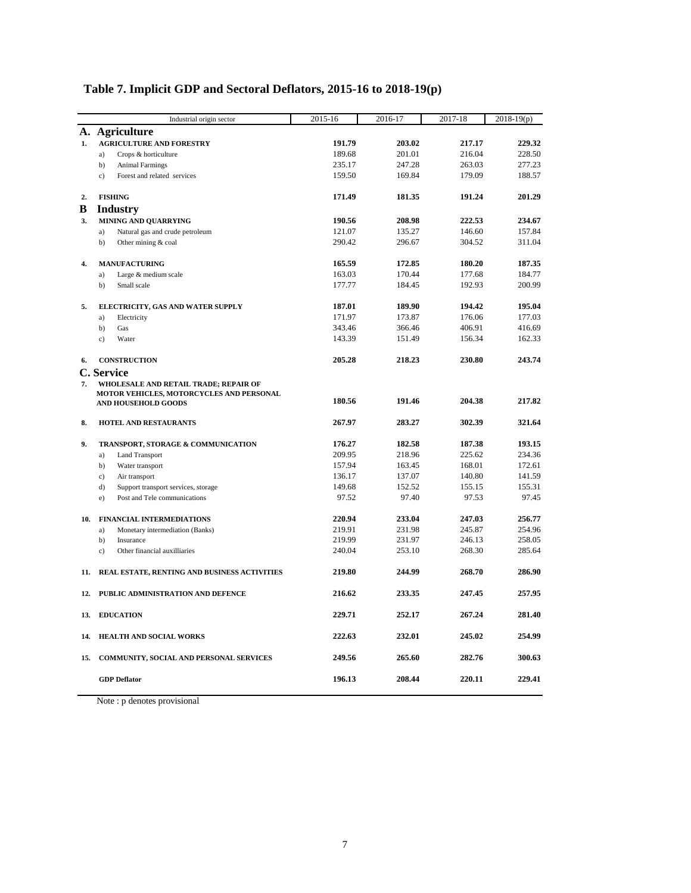# Table 7. Implicit GDP and Sectoral Deflators, 2015-16 to 2018-19(p)

| | Industrial origin sector | 2015-16 | 2016-17 | 2017-18 | 2018-19(p) |
|---|---|---|---|---|---|
| **A.** | **Agriculture** | | | | |
| **1.** | **AGRICULTURE AND FORESTRY** | **191.79** | **203.02** | **217.17** | **229.32** |
| | a) Crops & horticulture | 189.68 | 201.01 | 216.04 | 228.50 |
| | b) Animal Farmings | 235.17 | 247.28 | 263.03 | 277.23 |
| | c) Forest and related services | 159.50 | 169.84 | 179.09 | 188.57 |
| **2.** | **FISHING** | **171.49** | **181.35** | **191.24** | **201.29** |
| **B** | **Industry** | | | | |
| **3.** | **MINING AND QUARRYING** | **190.56** | **208.98** | **222.53** | **234.67** |
| | a) Natural gas and crude petroleum | 121.07 | 135.27 | 146.60 | 157.84 |
| | b) Other mining & coal | 290.42 | 296.67 | 304.52 | 311.04 |
| **4.** | **MANUFACTURING** | **165.59** | **172.85** | **180.20** | **187.35** |
| | a) Large & medium scale | 163.03 | 170.44 | 177.68 | 184.77 |
| | b) Small scale | 177.77 | 184.45 | 192.93 | 200.99 |
| **5.** | **ELECTRICITY, GAS AND WATER SUPPLY** | **187.01** | **189.90** | **194.42** | **195.04** |
| | a) Electricity | 171.97 | 173.87 | 176.06 | 177.03 |
| | b) Gas | 343.46 | 366.46 | 406.91 | 416.69 |
| | c) Water | 143.39 | 151.49 | 156.34 | 162.33 |
| **6.** | **CONSTRUCTION** | **205.28** | **218.23** | **230.80** | **243.74** |
| **C.** | **Service** | | | | |
| **7.** | **WHOLESALE AND RETAIL TRADE; REPAIR OF MOTOR VEHICLES, MOTORCYCLES AND PERSONAL AND HOUSEHOLD GOODS** | **180.56** | **191.46** | **204.38** | **217.82** |
| **8.** | **HOTEL AND RESTAURANTS** | **267.97** | **283.27** | **302.39** | **321.64** |
| **9.** | **TRANSPORT, STORAGE & COMMUNICATION** | **176.27** | **182.58** | **187.38** | **193.15** |
| | a) Land Transport | 209.95 | 218.96 | 225.62 | 234.36 |
| | b) Water transport | 157.94 | 163.45 | 168.01 | 172.61 |
| | c) Air transport | 136.17 | 137.07 | 140.80 | 141.59 |
| | d) Support transport services, storage | 149.68 | 152.52 | 155.15 | 155.31 |
| | e) Post and Tele communications | 97.52 | 97.40 | 97.53 | 97.45 |
| **10.** | **FINANCIAL INTERMEDIATIONS** | **220.94** | **233.04** | **247.03** | **256.77** |
| | a) Monetary intermediation (Banks) | 219.91 | 231.98 | 245.87 | 254.96 |
| | b) Insurance | 219.99 | 231.97 | 246.13 | 258.05 |
| | c) Other financial auxilliaries | 240.04 | 253.10 | 268.30 | 285.64 |
| **11.** | **REAL ESTATE, RENTING AND BUSINESS ACTIVITIES** | **219.80** | **244.99** | **268.70** | **286.90** |
| **12.** | **PUBLIC ADMINISTRATION AND DEFENCE** | **216.62** | **233.35** | **247.45** | **257.95** |
| **13.** | **EDUCATION** | **229.71** | **252.17** | **267.24** | **281.40** |
| **14.** | **HEALTH AND SOCIAL WORKS** | **222.63** | **232.01** | **245.02** | **254.99** |
| **15.** | **COMMUNITY, SOCIAL AND PERSONAL SERVICES** | **249.56** | **265.60** | **282.76** | **300.63** |
| | **GDP Deflator** | **196.13** | **208.44** | **220.11** | **229.41** |

Note : p denotes provisional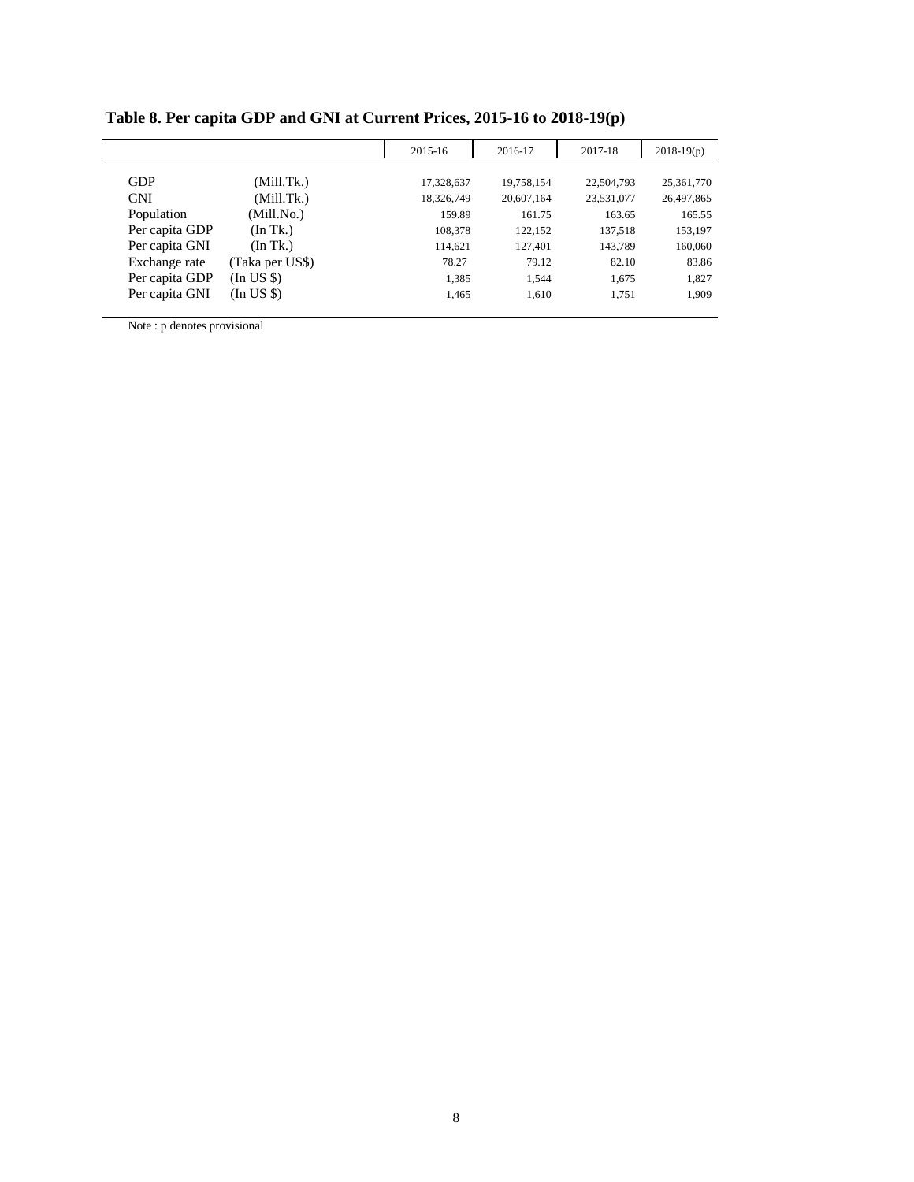**Table 8. Per capita GDP and GNI at Current Prices, 2015-16 to 2018-19(p)**

| | | 2015-16 | 2016-17 | 2017-18 | 2018-19(p) |
|---|---|---|---|---|---|
| GDP | (Mill.Tk.) | 17,328,637 | 19,758,154 | 22,504,793 | 25,361,770 |
| GNI | (Mill.Tk.) | 18,326,749 | 20,607,164 | 23,531,077 | 26,497,865 |
| Population | (Mill.No.) | 159.89 | 161.75 | 163.65 | 165.55 |
| Per capita GDP | (In Tk.) | 108,378 | 122,152 | 137,518 | 153,197 |
| Per capita GNI | (In Tk.) | 114,621 | 127,401 | 143,789 | 160,060 |
| Exchange rate | (Taka per US$) | 78.27 | 79.12 | 82.10 | 83.86 |
| Per capita GDP | (In US $) | 1,385 | 1,544 | 1,675 | 1,827 |
| Per capita GNI | (In US $) | 1,465 | 1,610 | 1,751 | 1,909 |

Note : p denotes provisional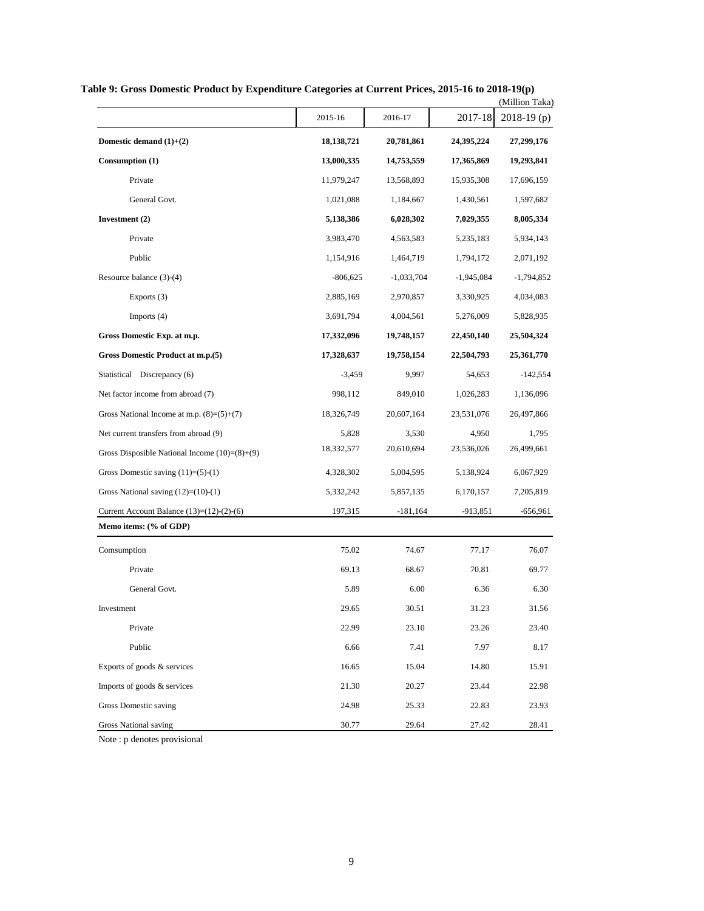**Table 9: Gross Domestic Product by Expenditure Categories at Current Prices, 2015-16 to 2018-19(p)**

(Million Taka)

| | 2015-16 | 2016-17 | 2017-18 | 2018-19 (p) |
|---|---|---|---|---|
| **Domestic demand (1)+(2)** | **18,138,721** | **20,781,861** | **24,395,224** | **27,299,176** |
| **Consumption (1)** | **13,000,335** | **14,753,559** | **17,365,869** | **19,293,841** |
| Private | 11,979,247 | 13,568,893 | 15,935,308 | 17,696,159 |
| General Govt. | 1,021,088 | 1,184,667 | 1,430,561 | 1,597,682 |
| **Investment (2)** | **5,138,386** | **6,028,302** | **7,029,355** | **8,005,334** |
| Private | 3,983,470 | 4,563,583 | 5,235,183 | 5,934,143 |
| Public | 1,154,916 | 1,464,719 | 1,794,172 | 2,071,192 |
| Resource balance (3)-(4) | -806,625 | -1,033,704 | -1,945,084 | -1,794,852 |
| Exports (3) | 2,885,169 | 2,970,857 | 3,330,925 | 4,034,083 |
| Imports (4) | 3,691,794 | 4,004,561 | 5,276,009 | 5,828,935 |
| **Gross Domestic Exp. at m.p.** | **17,332,096** | **19,748,157** | **22,450,140** | **25,504,324** |
| **Gross Domestic Product at m.p.(5)** | **17,328,637** | **19,758,154** | **22,504,793** | **25,361,770** |
| Statistical Discrepancy (6) | -3,459 | 9,997 | 54,653 | -142,554 |
| Net factor income from abroad (7) | 998,112 | 849,010 | 1,026,283 | 1,136,096 |
| Gross National Income at m.p. (8)=(5)+(7) | 18,326,749 | 20,607,164 | 23,531,076 | 26,497,866 |
| Net current transfers from abroad (9) | 5,828 | 3,530 | 4,950 | 1,795 |
| Gross Disposible National Income (10)=(8)+(9) | 18,332,577 | 20,610,694 | 23,536,026 | 26,499,661 |
| Gross Domestic saving (11)=(5)-(1) | 4,328,302 | 5,004,595 | 5,138,924 | 6,067,929 |
| Gross National saving (12)=(10)-(1) | 5,332,242 | 5,857,135 | 6,170,157 | 7,205,819 |
| Current Account Balance (13)=(12)-(2)-(6) | 197,315 | -181,164 | -913,851 | -656,961 |
| **Memo items: (% of GDP)** | | | | |
| Comsumption | 75.02 | 74.67 | 77.17 | 76.07 |
| Private | 69.13 | 68.67 | 70.81 | 69.77 |
| General Govt. | 5.89 | 6.00 | 6.36 | 6.30 |
| Investment | 29.65 | 30.51 | 31.23 | 31.56 |
| Private | 22.99 | 23.10 | 23.26 | 23.40 |
| Public | 6.66 | 7.41 | 7.97 | 8.17 |
| Exports of goods & services | 16.65 | 15.04 | 14.80 | 15.91 |
| Imports of goods & services | 21.30 | 20.27 | 23.44 | 22.98 |
| Gross Domestic saving | 24.98 | 25.33 | 22.83 | 23.93 |
| Gross National saving | 30.77 | 29.64 | 27.42 | 28.41 |

Note : p denotes provisional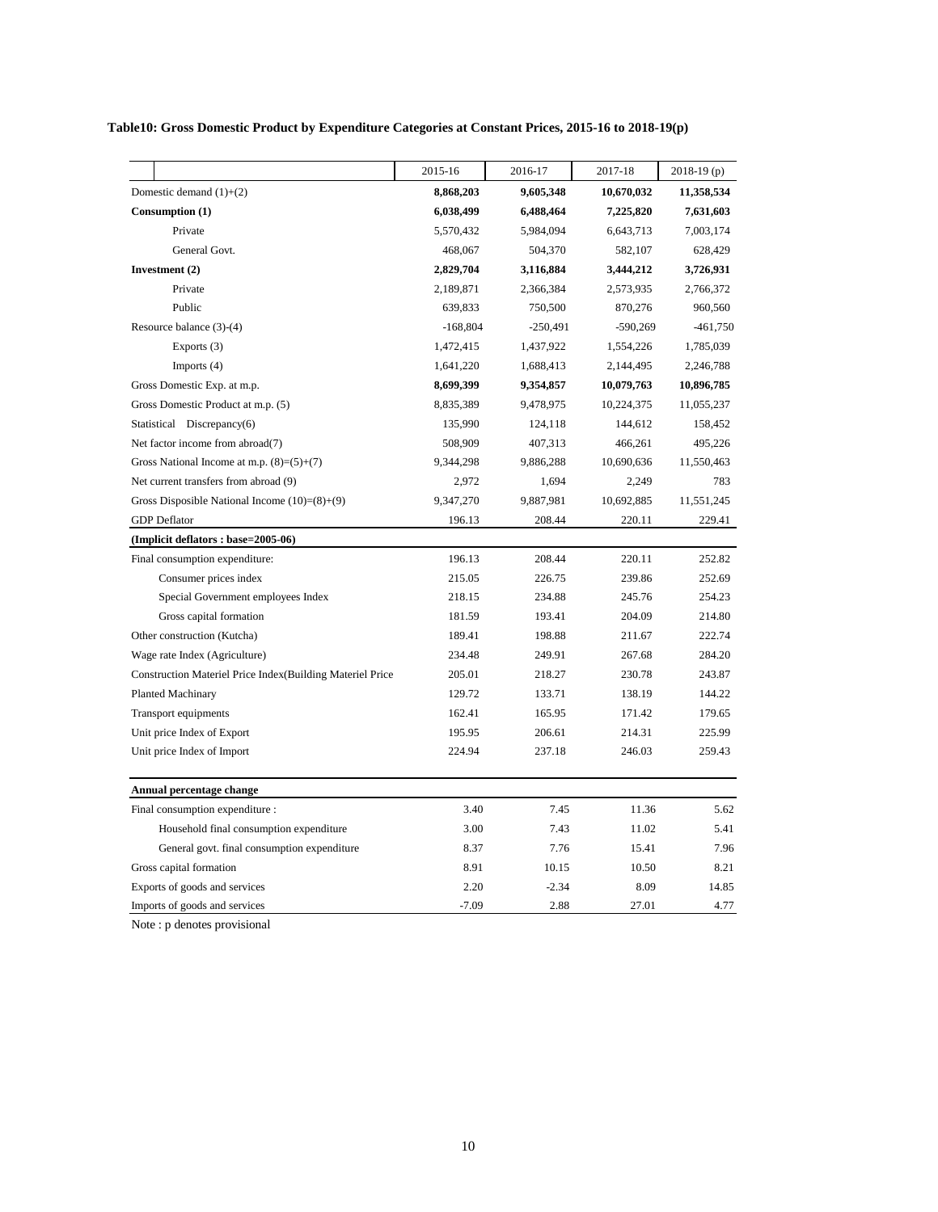**Table10: Gross Domestic Product by Expenditure Categories at Constant Prices, 2015-16 to 2018-19(p)**

| | 2015-16 | 2016-17 | 2017-18 | 2018-19 (p) |
|---|---|---|---|---|
| Domestic demand (1)+(2) | **8,868,203** | **9,605,348** | **10,670,032** | **11,358,534** |
| **Consumption (1)** | **6,038,499** | **6,488,464** | **7,225,820** | **7,631,603** |
| Private | 5,570,432 | 5,984,094 | 6,643,713 | 7,003,174 |
| General Govt. | 468,067 | 504,370 | 582,107 | 628,429 |
| **Investment (2)** | **2,829,704** | **3,116,884** | **3,444,212** | **3,726,931** |
| Private | 2,189,871 | 2,366,384 | 2,573,935 | 2,766,372 |
| Public | 639,833 | 750,500 | 870,276 | 960,560 |
| Resource balance (3)-(4) | -168,804 | -250,491 | -590,269 | -461,750 |
| Exports (3) | 1,472,415 | 1,437,922 | 1,554,226 | 1,785,039 |
| Imports (4) | 1,641,220 | 1,688,413 | 2,144,495 | 2,246,788 |
| Gross Domestic Exp. at m.p. | **8,699,399** | **9,354,857** | **10,079,763** | **10,896,785** |
| Gross Domestic Product at m.p. (5) | 8,835,389 | 9,478,975 | 10,224,375 | 11,055,237 |
| Statistical Discrepancy(6) | 135,990 | 124,118 | 144,612 | 158,452 |
| Net factor income from abroad(7) | 508,909 | 407,313 | 466,261 | 495,226 |
| Gross National Income at m.p. (8)=(5)+(7) | 9,344,298 | 9,886,288 | 10,690,636 | 11,550,463 |
| Net current transfers from abroad (9) | 2,972 | 1,694 | 2,249 | 783 |
| Gross Disposible National Income (10)=(8)+(9) | 9,347,270 | 9,887,981 | 10,692,885 | 11,551,245 |
| GDP Deflator | 196.13 | 208.44 | 220.11 | 229.41 |
| **(Implicit deflators : base=2005-06)** | | | | |
| Final consumption expenditure: | 196.13 | 208.44 | 220.11 | 252.82 |
| Consumer prices index | 215.05 | 226.75 | 239.86 | 252.69 |
| Special Government employees Index | 218.15 | 234.88 | 245.76 | 254.23 |
| Gross capital formation | 181.59 | 193.41 | 204.09 | 214.80 |
| Other construction (Kutcha) | 189.41 | 198.88 | 211.67 | 222.74 |
| Wage rate Index (Agriculture) | 234.48 | 249.91 | 267.68 | 284.20 |
| Construction Materiel Price Index(Building Materiel Price | 205.01 | 218.27 | 230.78 | 243.87 |
| Planted Machinary | 129.72 | 133.71 | 138.19 | 144.22 |
| Transport equipments | 162.41 | 165.95 | 171.42 | 179.65 |
| Unit price Index of Export | 195.95 | 206.61 | 214.31 | 225.99 |
| Unit price Index of Import | 224.94 | 237.18 | 246.03 | 259.43 |
| **Annual percentage change** | | | | |
| Final consumption expenditure : | 3.40 | 7.45 | 11.36 | 5.62 |
| Household final consumption expenditure | 3.00 | 7.43 | 11.02 | 5.41 |
| General govt. final consumption expenditure | 8.37 | 7.76 | 15.41 | 7.96 |
| Gross capital formation | 8.91 | 10.15 | 10.50 | 8.21 |
| Exports of goods and services | 2.20 | -2.34 | 8.09 | 14.85 |
| Imports of goods and services | -7.09 | 2.88 | 27.01 | 4.77 |

Note : p denotes provisional